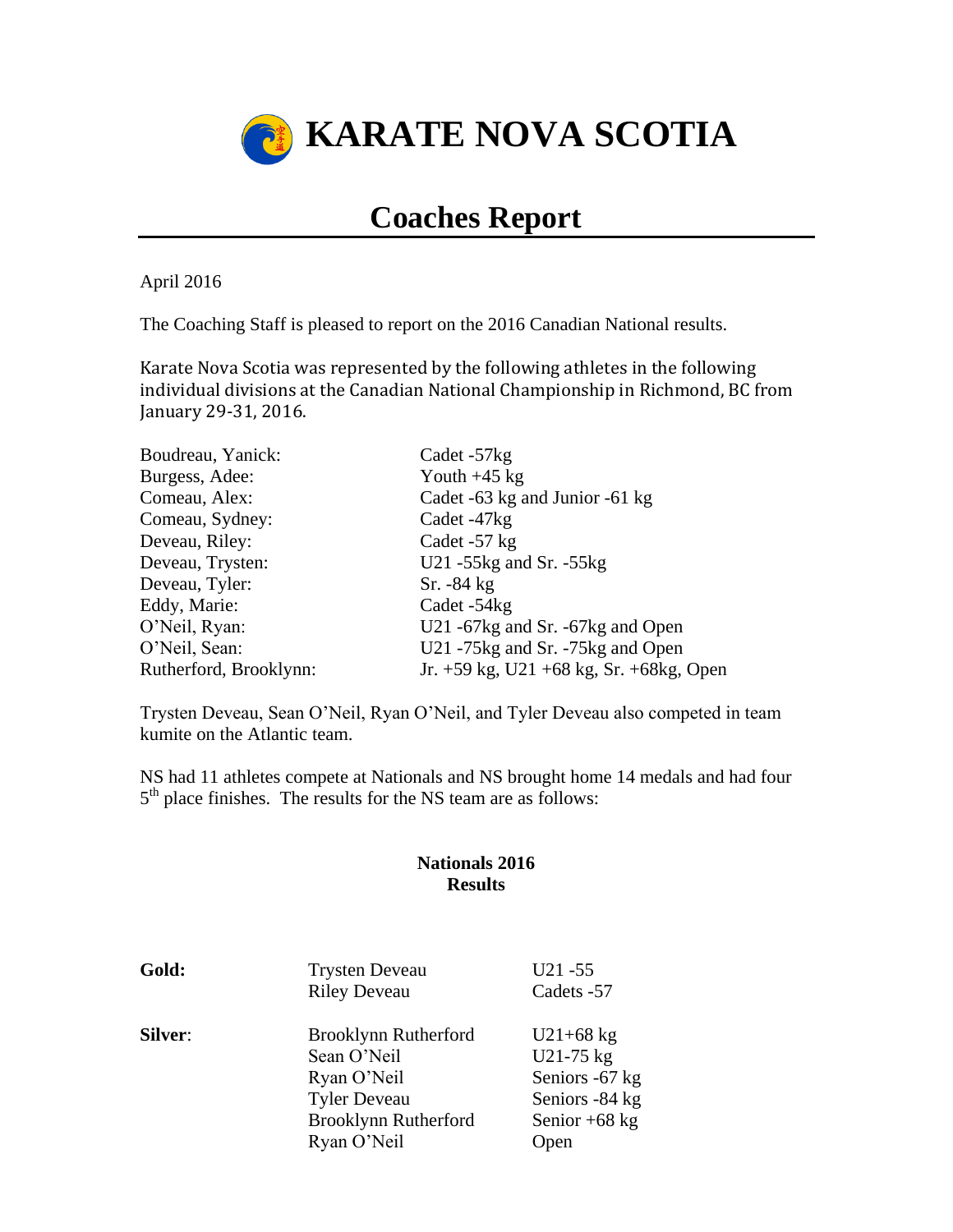# KARATE NOVA SCOTIA

## Coaches Report

April 2016

The Coaching Staff is pleased to report on the 2016 Canadian National results.

Karate Nova Scotia was represented by the following athletes in the following individual divisions at the Canadian National Championship in Richmond, BC from January 29-31, 2016.

| | |
|---|---|
| Boudreau, Yanick: | Cadet -57kg |
| Burgess, Adee: | Youth +45 kg |
| Comeau, Alex: | Cadet -63 kg and Junior -61 kg |
| Comeau, Sydney: | Cadet -47kg |
| Deveau, Riley: | Cadet -57 kg |
| Deveau, Trysten: | U21 -55kg and Sr. -55kg |
| Deveau, Tyler: | Sr. -84 kg |
| Eddy, Marie: | Cadet -54kg |
| O'Neil, Ryan: | U21 -67kg and Sr. -67kg and Open |
| O'Neil, Sean: | U21 -75kg and Sr. -75kg and Open |
| Rutherford, Brooklynn: | Jr. +59 kg, U21 +68 kg, Sr. +68kg, Open |

Trysten Deveau, Sean O'Neil, Ryan O'Neil, and Tyler Deveau also competed in team kumite on the Atlantic team.

NS had 11 athletes compete at Nationals and NS brought home 14 medals and had four 5th place finishes. The results for the NS team are as follows:

**Nationals 2016**
**Results**

| | | |
|---|---|---|
| **Gold:** | Trysten Deveau | U21 -55 |
| | Riley Deveau | Cadets -57 |
| **Silver:** | Brooklynn Rutherford | U21+68 kg |
| | Sean O'Neil | U21-75 kg |
| | Ryan O'Neil | Seniors -67 kg |
| | Tyler Deveau | Seniors -84 kg |
| | Brooklynn Rutherford | Senior +68 kg |
| | Ryan O'Neil | Open |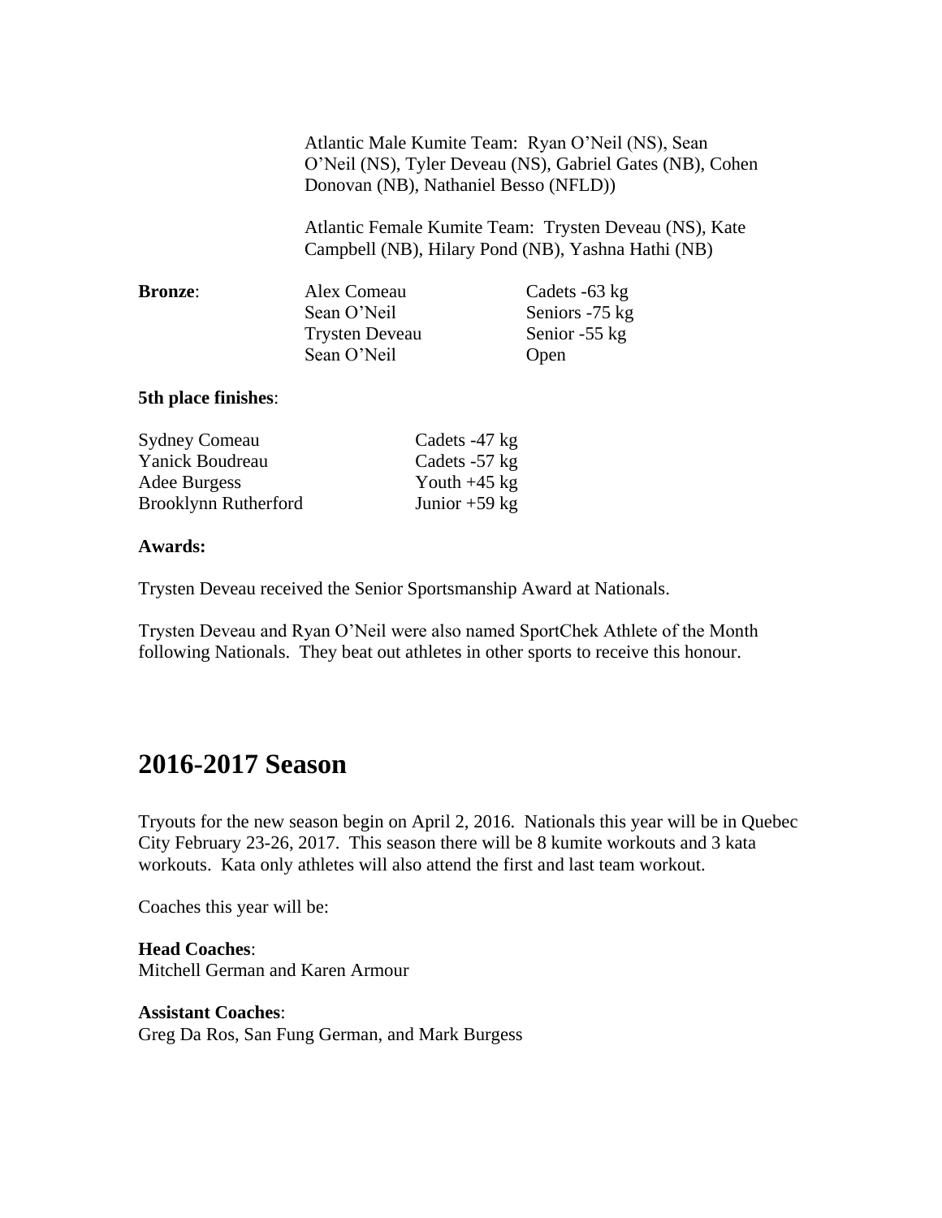Atlantic Male Kumite Team: Ryan O'Neil (NS), Sean O'Neil (NS), Tyler Deveau (NS), Gabriel Gates (NB), Cohen Donovan (NB), Nathaniel Besso (NFLD))

Atlantic Female Kumite Team: Trysten Deveau (NS), Kate Campbell (NB), Hilary Pond (NB), Yashna Hathi (NB)

| | | |
|---|---|---|
| **Bronze**: | Alex Comeau | Cadets -63 kg |
| | Sean O'Neil | Seniors -75 kg |
| | Trysten Deveau | Senior -55 kg |
| | Sean O'Neil | Open |

**5th place finishes**:

| | |
|---|---|
| Sydney Comeau | Cadets -47 kg |
| Yanick Boudreau | Cadets -57 kg |
| Adee Burgess | Youth +45 kg |
| Brooklynn Rutherford | Junior +59 kg |

**Awards:**

Trysten Deveau received the Senior Sportsmanship Award at Nationals.

Trysten Deveau and Ryan O'Neil were also named SportChek Athlete of the Month following Nationals. They beat out athletes in other sports to receive this honour.

## 2016-2017 Season

Tryouts for the new season begin on April 2, 2016. Nationals this year will be in Quebec City February 23-26, 2017. This season there will be 8 kumite workouts and 3 kata workouts. Kata only athletes will also attend the first and last team workout.

Coaches this year will be:

**Head Coaches**:
Mitchell German and Karen Armour

**Assistant Coaches**:
Greg Da Ros, San Fung German, and Mark Burgess